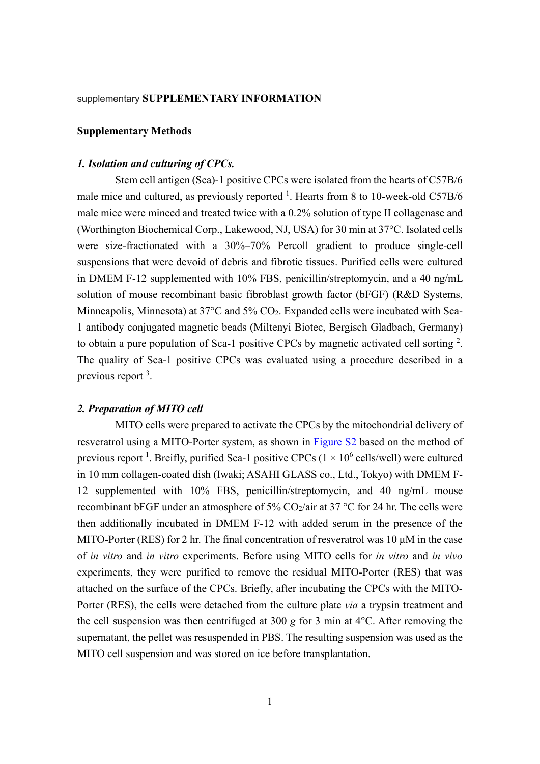supplementary **SUPPLEMENTARY INFORMATION**

**Supplementary Methods**

***1. Isolation and culturing of CPCs.***

Stem cell antigen (Sca)-1 positive CPCs were isolated from the hearts of C57B/6 male mice and cultured, as previously reported [1]. Hearts from 8 to 10-week-old C57B/6 male mice were minced and treated twice with a 0.2% solution of type II collagenase and (Worthington Biochemical Corp., Lakewood, NJ, USA) for 30 min at 37°C. Isolated cells were size-fractionated with a 30%–70% Percoll gradient to produce single-cell suspensions that were devoid of debris and fibrotic tissues. Purified cells were cultured in DMEM F-12 supplemented with 10% FBS, penicillin/streptomycin, and a 40 ng/mL solution of mouse recombinant basic fibroblast growth factor (bFGF) (R&D Systems, Minneapolis, Minnesota) at 37°C and 5% $CO_2$. Expanded cells were incubated with Sca-1 antibody conjugated magnetic beads (Miltenyi Biotec, Bergisch Gladbach, Germany) to obtain a pure population of Sca-1 positive CPCs by magnetic activated cell sorting [2]. The quality of Sca-1 positive CPCs was evaluated using a procedure described in a previous report [3].

***2. Preparation of MITO cell***

MITO cells were prepared to activate the CPCs by the mitochondrial delivery of resveratrol using a MITO-Porter system, as shown in Figure S2 based on the method of previous report [1]. Breifly, purified Sca-1 positive CPCs ($1 \times 10^6$ cells/well) were cultured in 10 mm collagen-coated dish (Iwaki; ASAHI GLASS co., Ltd., Tokyo) with DMEM F-12 supplemented with 10% FBS, penicillin/streptomycin, and 40 ng/mL mouse recombinant bFGF under an atmosphere of 5% $CO_2$/air at 37 °C for 24 hr. The cells were then additionally incubated in DMEM F-12 with added serum in the presence of the MITO-Porter (RES) for 2 hr. The final concentration of resveratrol was 10 μM in the case of *in vitro* and *in vitro* experiments. Before using MITO cells for *in vitro* and *in vivo* experiments, they were purified to remove the residual MITO-Porter (RES) that was attached on the surface of the CPCs. Briefly, after incubating the CPCs with the MITO-Porter (RES), the cells were detached from the culture plate *via* a trypsin treatment and the cell suspension was then centrifuged at 300 *g* for 3 min at 4°C. After removing the supernatant, the pellet was resuspended in PBS. The resulting suspension was used as the MITO cell suspension and was stored on ice before transplantation.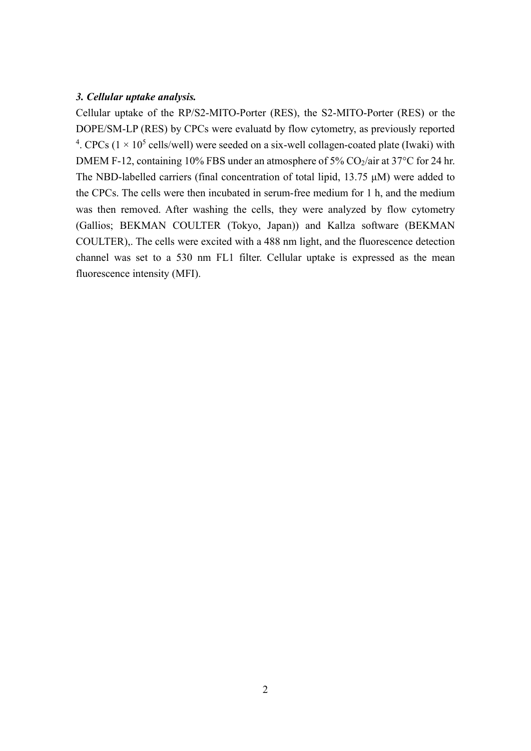### ***3. Cellular uptake analysis.***

Cellular uptake of the RP/S2-MITO-Porter (RES), the S2-MITO-Porter (RES) or the DOPE/SM-LP (RES) by CPCs were evaluatd by flow cytometry, as previously reported [4]. CPCs ($1 \times 10^5$ cells/well) were seeded on a six-well collagen-coated plate (Iwaki) with DMEM F-12, containing 10% FBS under an atmosphere of 5% $CO_2$/air at 37°C for 24 hr. The NBD-labelled carriers (final concentration of total lipid, 13.75 μM) were added to the CPCs. The cells were then incubated in serum-free medium for 1 h, and the medium was then removed. After washing the cells, they were analyzed by flow cytometry (Gallios; BEKMAN COULTER (Tokyo, Japan)) and Kallza software (BEKMAN COULTER),. The cells were excited with a 488 nm light, and the fluorescence detection channel was set to a 530 nm FL1 filter. Cellular uptake is expressed as the mean fluorescence intensity (MFI).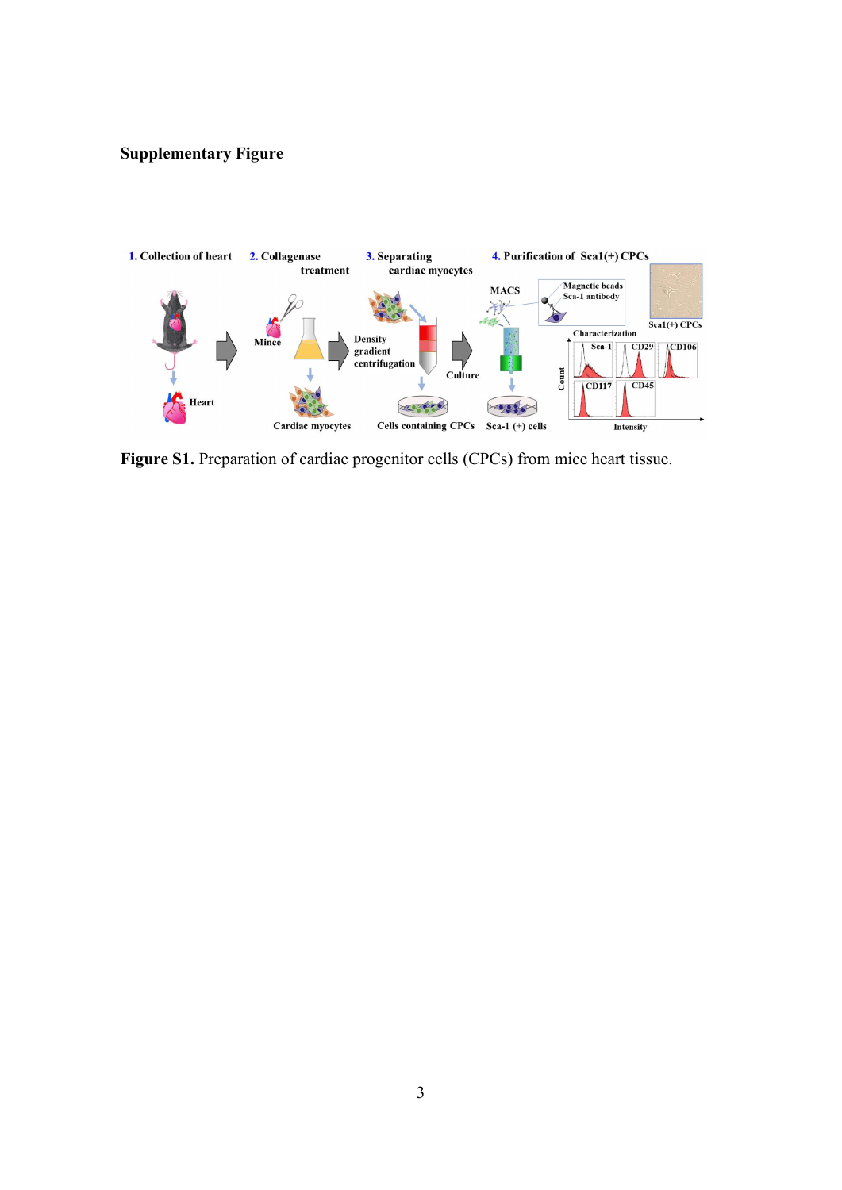## Supplementary Figure

**Figure S1.** Preparation of cardiac progenitor cells (CPCs) from mice heart tissue.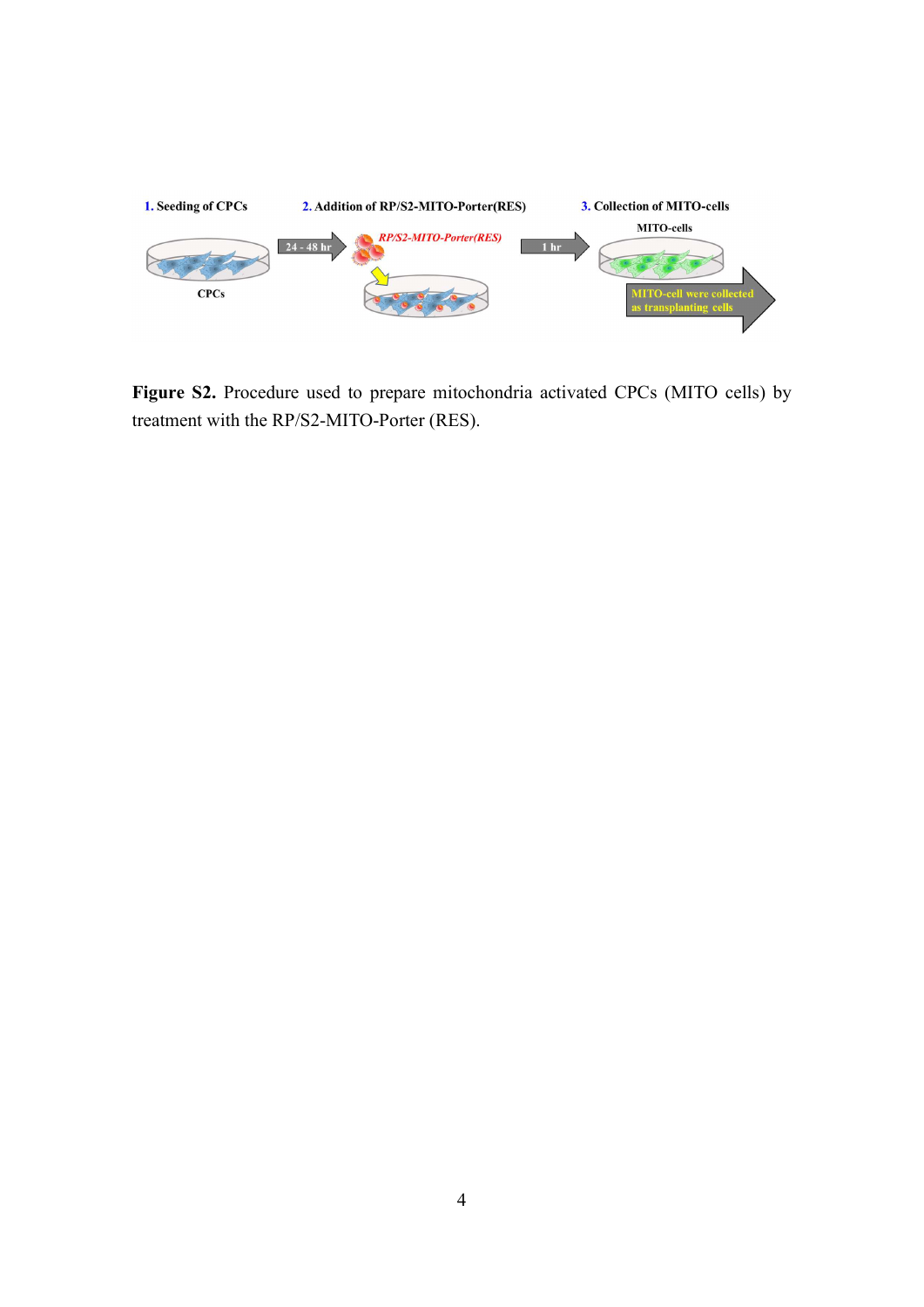**Figure S2.** Procedure used to prepare mitochondria activated CPCs (MITO cells) by treatment with the RP/S2-MITO-Porter (RES).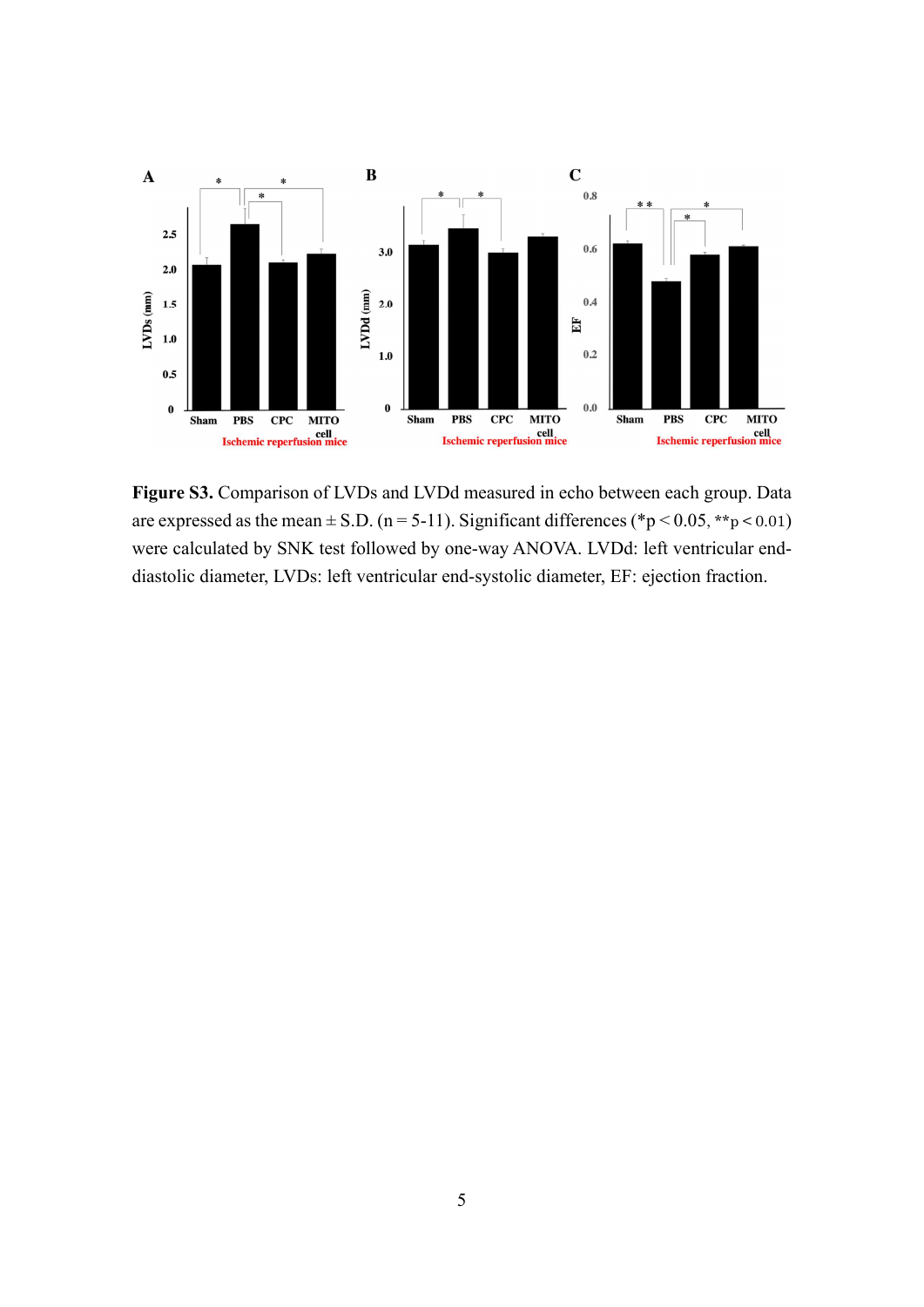**Figure S3.** Comparison of LVDs and LVDd measured in echo between each group. Data are expressed as the mean ± S.D. (n = 5-11). Significant differences (*$p < 0.05$, **$p < 0.01$) were calculated by SNK test followed by one-way ANOVA. LVDd: left ventricular end-diastolic diameter, LVDs: left ventricular end-systolic diameter, EF: ejection fraction.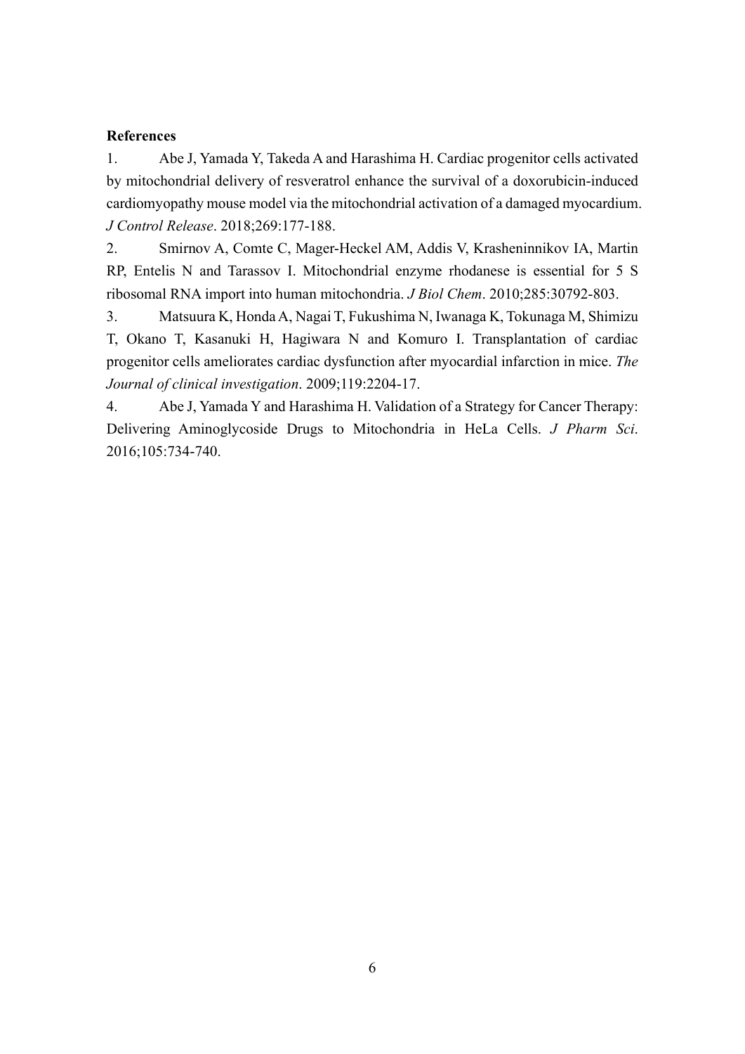**References**

1. Abe J, Yamada Y, Takeda A and Harashima H. Cardiac progenitor cells activated by mitochondrial delivery of resveratrol enhance the survival of a doxorubicin-induced cardiomyopathy mouse model via the mitochondrial activation of a damaged myocardium. *J Control Release*. 2018;269:177-188.

2. Smirnov A, Comte C, Mager-Heckel AM, Addis V, Krasheninnikov IA, Martin RP, Entelis N and Tarassov I. Mitochondrial enzyme rhodanese is essential for 5 S ribosomal RNA import into human mitochondria. *J Biol Chem*. 2010;285:30792-803.

3. Matsuura K, Honda A, Nagai T, Fukushima N, Iwanaga K, Tokunaga M, Shimizu T, Okano T, Kasanuki H, Hagiwara N and Komuro I. Transplantation of cardiac progenitor cells ameliorates cardiac dysfunction after myocardial infarction in mice. *The Journal of clinical investigation*. 2009;119:2204-17.

4. Abe J, Yamada Y and Harashima H. Validation of a Strategy for Cancer Therapy: Delivering Aminoglycoside Drugs to Mitochondria in HeLa Cells. *J Pharm Sci*. 2016;105:734-740.